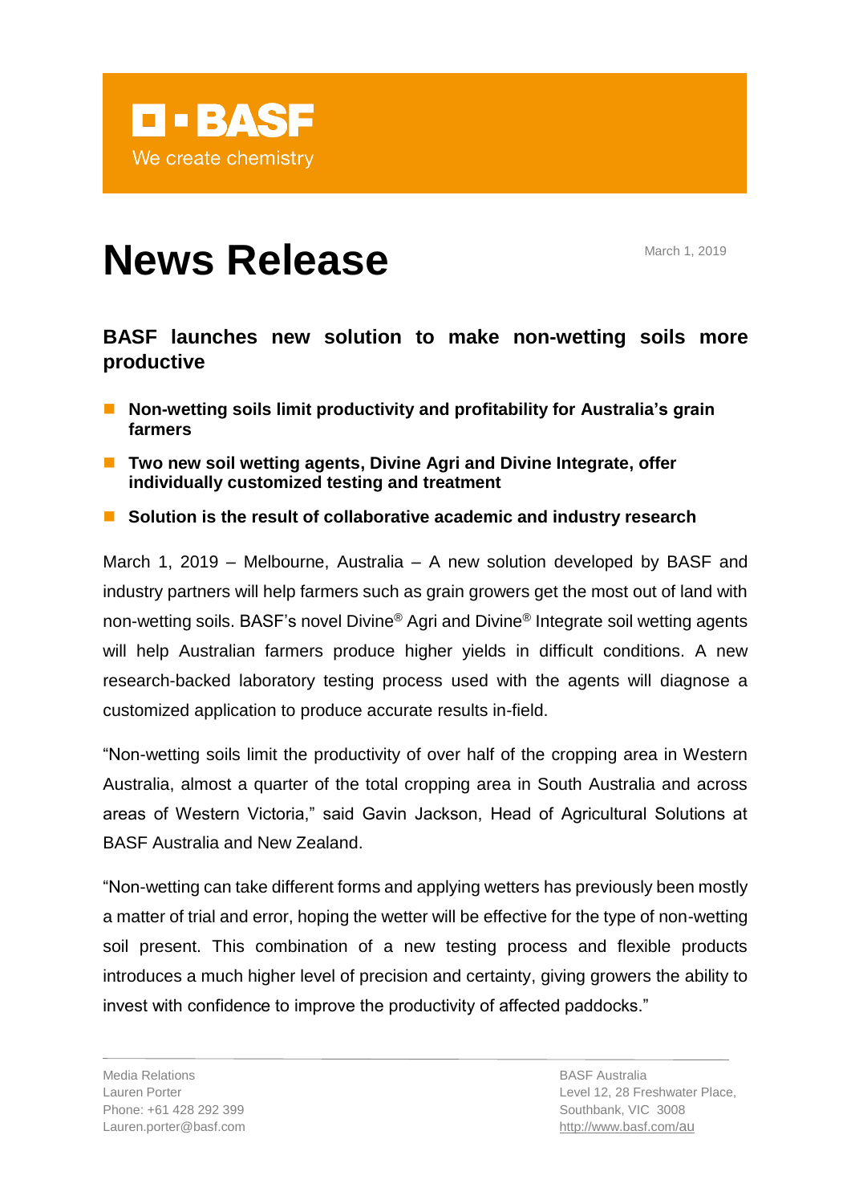BASF

We create chemistry

# News Release

March 1, 2019

## BASF launches new solution to make non-wetting soils more productive

- **Non-wetting soils limit productivity and profitability for Australia's grain farmers**
- **Two new soil wetting agents, Divine Agri and Divine Integrate, offer individually customized testing and treatment**
- **Solution is the result of collaborative academic and industry research**

March 1, 2019 – Melbourne, Australia – A new solution developed by BASF and industry partners will help farmers such as grain growers get the most out of land with non-wetting soils. BASF's novel Divine® Agri and Divine® Integrate soil wetting agents will help Australian farmers produce higher yields in difficult conditions. A new research-backed laboratory testing process used with the agents will diagnose a customized application to produce accurate results in-field.

"Non-wetting soils limit the productivity of over half of the cropping area in Western Australia, almost a quarter of the total cropping area in South Australia and across areas of Western Victoria," said Gavin Jackson, Head of Agricultural Solutions at BASF Australia and New Zealand.

"Non-wetting can take different forms and applying wetters has previously been mostly a matter of trial and error, hoping the wetter will be effective for the type of non-wetting soil present. This combination of a new testing process and flexible products introduces a much higher level of precision and certainty, giving growers the ability to invest with confidence to improve the productivity of affected paddocks."

Media Relations
Lauren Porter
Phone: +61 428 292 399
Lauren.porter@basf.com

BASF Australia
Level 12, 28 Freshwater Place,
Southbank, VIC 3008
http://www.basf.com/au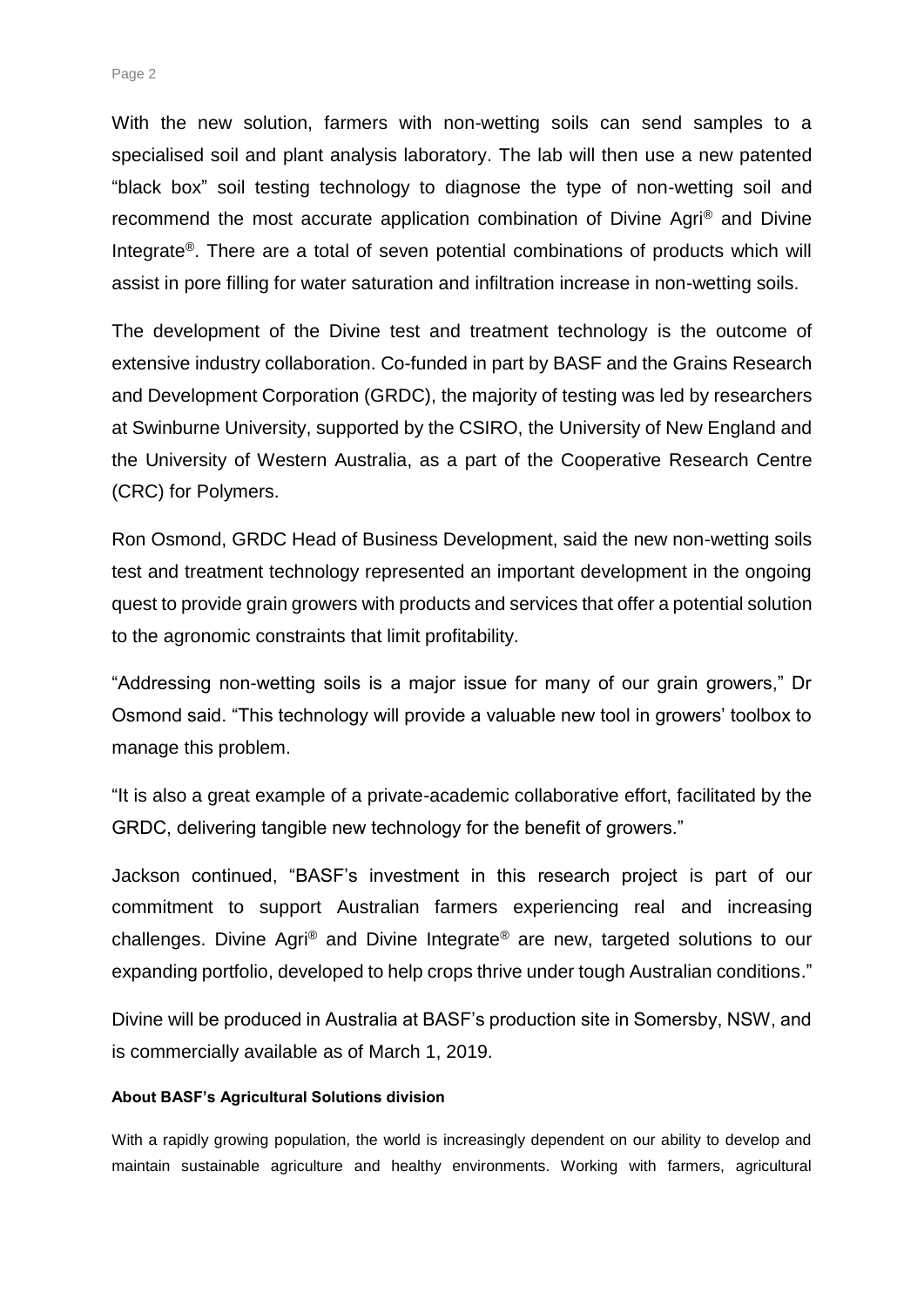With the new solution, farmers with non-wetting soils can send samples to a specialised soil and plant analysis laboratory. The lab will then use a new patented "black box" soil testing technology to diagnose the type of non-wetting soil and recommend the most accurate application combination of Divine Agri® and Divine Integrate®. There are a total of seven potential combinations of products which will assist in pore filling for water saturation and infiltration increase in non-wetting soils.

The development of the Divine test and treatment technology is the outcome of extensive industry collaboration. Co-funded in part by BASF and the Grains Research and Development Corporation (GRDC), the majority of testing was led by researchers at Swinburne University, supported by the CSIRO, the University of New England and the University of Western Australia, as a part of the Cooperative Research Centre (CRC) for Polymers.

Ron Osmond, GRDC Head of Business Development, said the new non-wetting soils test and treatment technology represented an important development in the ongoing quest to provide grain growers with products and services that offer a potential solution to the agronomic constraints that limit profitability.

"Addressing non-wetting soils is a major issue for many of our grain growers," Dr Osmond said. "This technology will provide a valuable new tool in growers' toolbox to manage this problem.

"It is also a great example of a private-academic collaborative effort, facilitated by the GRDC, delivering tangible new technology for the benefit of growers."

Jackson continued, "BASF's investment in this research project is part of our commitment to support Australian farmers experiencing real and increasing challenges. Divine Agri® and Divine Integrate® are new, targeted solutions to our expanding portfolio, developed to help crops thrive under tough Australian conditions."

Divine will be produced in Australia at BASF's production site in Somersby, NSW, and is commercially available as of March 1, 2019.

**About BASF's Agricultural Solutions division**

With a rapidly growing population, the world is increasingly dependent on our ability to develop and maintain sustainable agriculture and healthy environments. Working with farmers, agricultural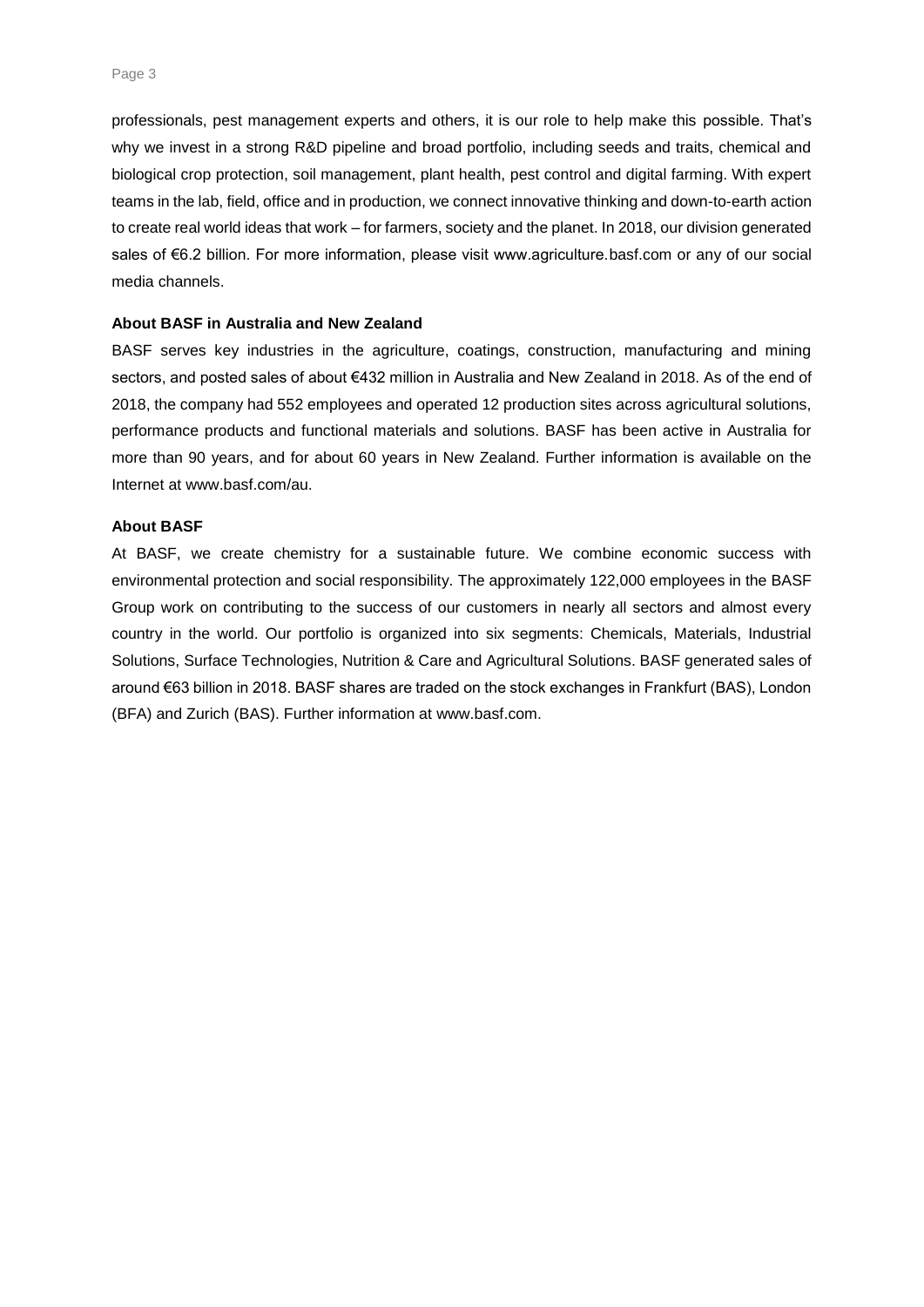professionals, pest management experts and others, it is our role to help make this possible. That's why we invest in a strong R&D pipeline and broad portfolio, including seeds and traits, chemical and biological crop protection, soil management, plant health, pest control and digital farming. With expert teams in the lab, field, office and in production, we connect innovative thinking and down-to-earth action to create real world ideas that work – for farmers, society and the planet. In 2018, our division generated sales of €6.2 billion. For more information, please visit www.agriculture.basf.com or any of our social media channels.

**About BASF in Australia and New Zealand**

BASF serves key industries in the agriculture, coatings, construction, manufacturing and mining sectors, and posted sales of about €432 million in Australia and New Zealand in 2018. As of the end of 2018, the company had 552 employees and operated 12 production sites across agricultural solutions, performance products and functional materials and solutions. BASF has been active in Australia for more than 90 years, and for about 60 years in New Zealand. Further information is available on the Internet at www.basf.com/au.

**About BASF**

At BASF, we create chemistry for a sustainable future. We combine economic success with environmental protection and social responsibility. The approximately 122,000 employees in the BASF Group work on contributing to the success of our customers in nearly all sectors and almost every country in the world. Our portfolio is organized into six segments: Chemicals, Materials, Industrial Solutions, Surface Technologies, Nutrition & Care and Agricultural Solutions. BASF generated sales of around €63 billion in 2018. BASF shares are traded on the stock exchanges in Frankfurt (BAS), London (BFA) and Zurich (BAS). Further information at www.basf.com.